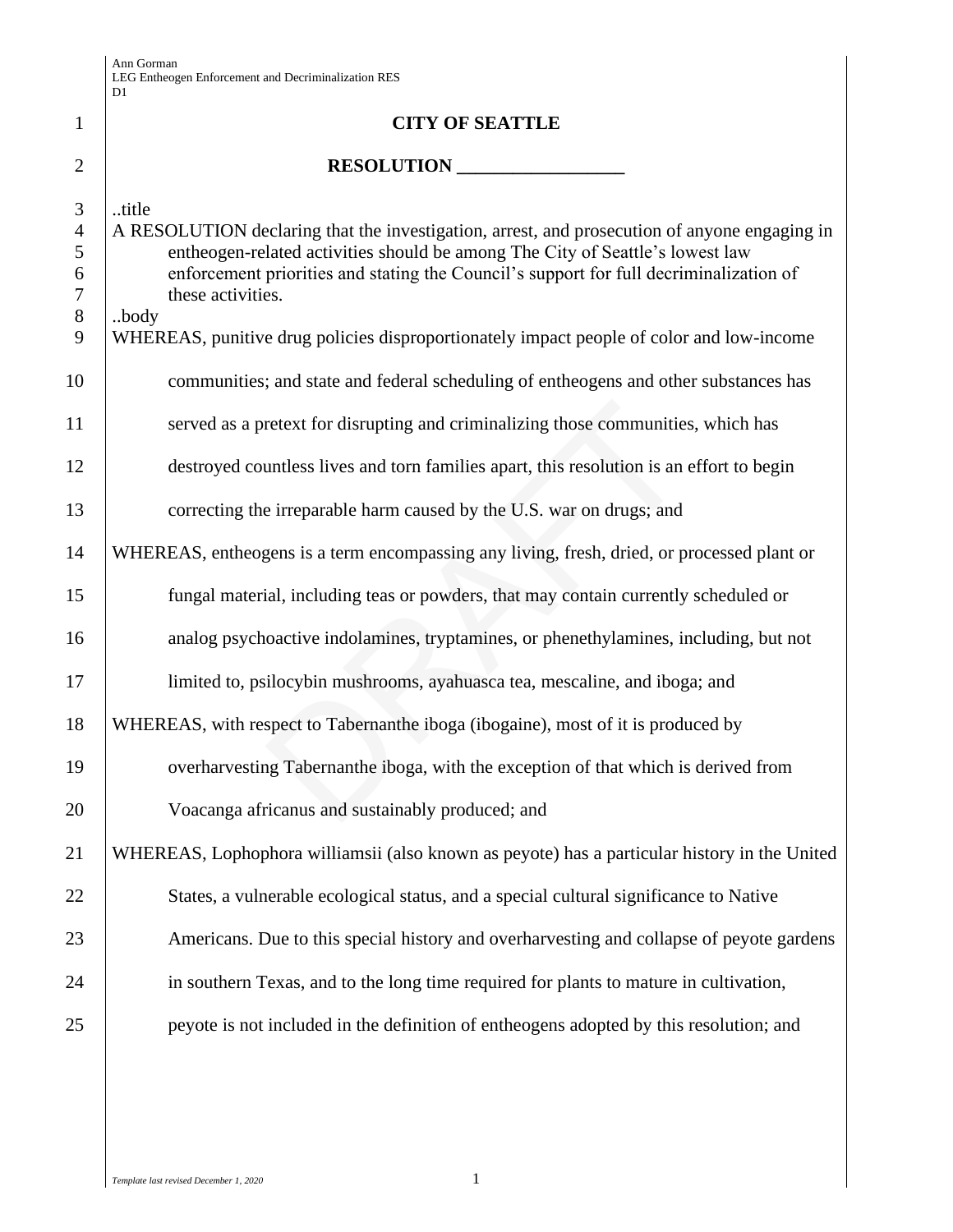Ann Gorman
LEG Entheogen Enforcement and Decriminalization RES
D1

**CITY OF SEATTLE**

**RESOLUTION __________________**

..title
A RESOLUTION declaring that the investigation, arrest, and prosecution of anyone engaging in entheogen-related activities should be among The City of Seattle's lowest law enforcement priorities and stating the Council's support for full decriminalization of these activities.
..body
WHEREAS, punitive drug policies disproportionately impact people of color and low-income communities; and state and federal scheduling of entheogens and other substances has served as a pretext for disrupting and criminalizing those communities, which has destroyed countless lives and torn families apart, this resolution is an effort to begin correcting the irreparable harm caused by the U.S. war on drugs; and

WHEREAS, entheogens is a term encompassing any living, fresh, dried, or processed plant or fungal material, including teas or powders, that may contain currently scheduled or analog psychoactive indolamines, tryptamines, or phenethylamines, including, but not limited to, psilocybin mushrooms, ayahuasca tea, mescaline, and iboga; and

WHEREAS, with respect to Tabernanthe iboga (ibogaine), most of it is produced by overharvesting Tabernanthe iboga, with the exception of that which is derived from Voacanga africanus and sustainably produced; and

WHEREAS, Lophophora williamsii (also known as peyote) has a particular history in the United States, a vulnerable ecological status, and a special cultural significance to Native Americans. Due to this special history and overharvesting and collapse of peyote gardens in southern Texas, and to the long time required for plants to mature in cultivation, peyote is not included in the definition of entheogens adopted by this resolution; and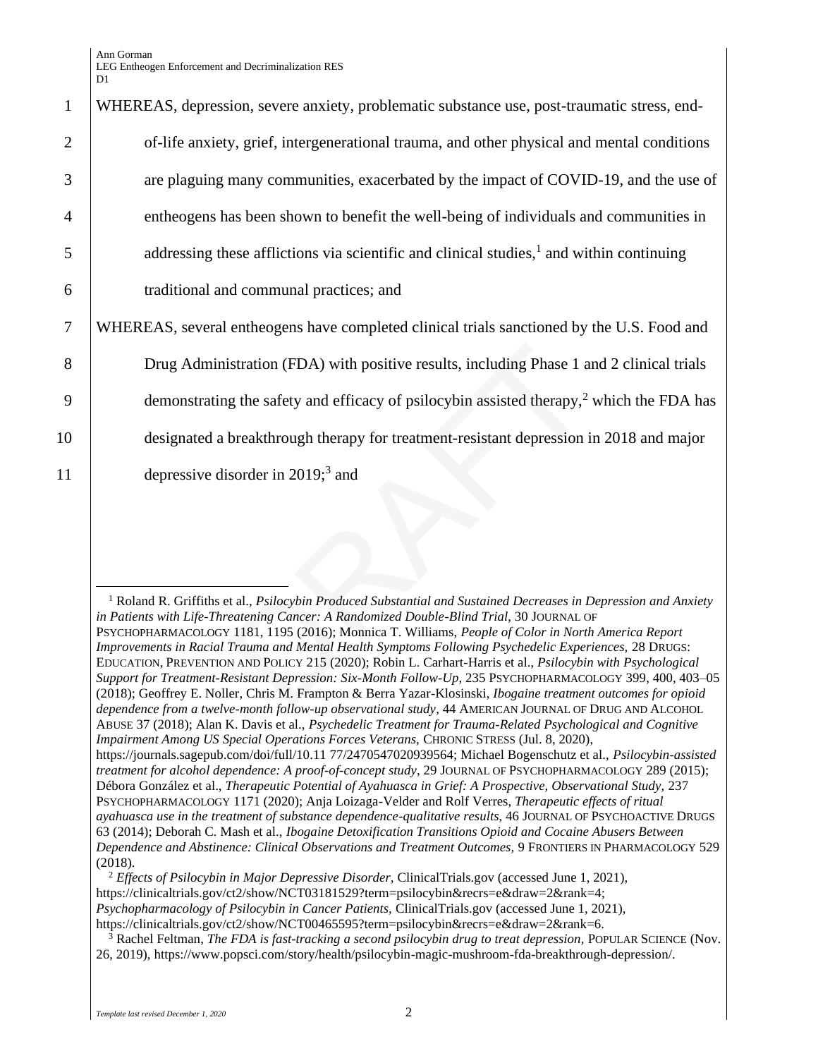WHEREAS, depression, severe anxiety, problematic substance use, post-traumatic stress, end-of-life anxiety, grief, intergenerational trauma, and other physical and mental conditions are plaguing many communities, exacerbated by the impact of COVID-19, and the use of entheogens has been shown to benefit the well-being of individuals and communities in addressing these afflictions via scientific and clinical studies,[1] and within continuing traditional and communal practices; and

WHEREAS, several entheogens have completed clinical trials sanctioned by the U.S. Food and Drug Administration (FDA) with positive results, including Phase 1 and 2 clinical trials demonstrating the safety and efficacy of psilocybin assisted therapy,[2] which the FDA has designated a breakthrough therapy for treatment-resistant depression in 2018 and major depressive disorder in 2019;[3] and

---

[1] Roland R. Griffiths et al., *Psilocybin Produced Substantial and Sustained Decreases in Depression and Anxiety in Patients with Life-Threatening Cancer: A Randomized Double-Blind Trial*, 30 JOURNAL OF PSYCHOPHARMACOLOGY 1181, 1195 (2016); Monnica T. Williams, *People of Color in North America Report Improvements in Racial Trauma and Mental Health Symptoms Following Psychedelic Experiences*, 28 DRUGS: EDUCATION, PREVENTION AND POLICY 215 (2020); Robin L. Carhart-Harris et al., *Psilocybin with Psychological Support for Treatment-Resistant Depression: Six-Month Follow-Up*, 235 PSYCHOPHARMACOLOGY 399, 400, 403–05 (2018); Geoffrey E. Noller, Chris M. Frampton & Berra Yazar-Klosinski, *Ibogaine treatment outcomes for opioid dependence from a twelve-month follow-up observational study*, 44 AMERICAN JOURNAL OF DRUG AND ALCOHOL ABUSE 37 (2018); Alan K. Davis et al., *Psychedelic Treatment for Trauma-Related Psychological and Cognitive Impairment Among US Special Operations Forces Veterans,* CHRONIC STRESS (Jul. 8, 2020), https://journals.sagepub.com/doi/full/10.11 77/2470547020939564; Michael Bogenschutz et al., *Psilocybin-assisted treatment for alcohol dependence: A proof-of-concept study*, 29 JOURNAL OF PSYCHOPHARMACOLOGY 289 (2015); Débora González et al., *Therapeutic Potential of Ayahuasca in Grief: A Prospective, Observational Study*, 237 PSYCHOPHARMACOLOGY 1171 (2020); Anja Loizaga-Velder and Rolf Verres, *Therapeutic effects of ritual ayahuasca use in the treatment of substance dependence-qualitative results*, 46 JOURNAL OF PSYCHOACTIVE DRUGS 63 (2014); Deborah C. Mash et al., *Ibogaine Detoxification Transitions Opioid and Cocaine Abusers Between Dependence and Abstinence: Clinical Observations and Treatment Outcomes,* 9 FRONTIERS IN PHARMACOLOGY 529 (2018).

[2] *Effects of Psilocybin in Major Depressive Disorder,* ClinicalTrials.gov (accessed June 1, 2021), https://clinicaltrials.gov/ct2/show/NCT03181529?term=psilocybin&recrs=e&draw=2&rank=4; *Psychopharmacology of Psilocybin in Cancer Patients,* ClinicalTrials.gov (accessed June 1, 2021), https://clinicaltrials.gov/ct2/show/NCT00465595?term=psilocybin&recrs=e&draw=2&rank=6.

[3] Rachel Feltman, *The FDA is fast-tracking a second psilocybin drug to treat depression,* POPULAR SCIENCE (Nov. 26, 2019), https://www.popsci.com/story/health/psilocybin-magic-mushroom-fda-breakthrough-depression/.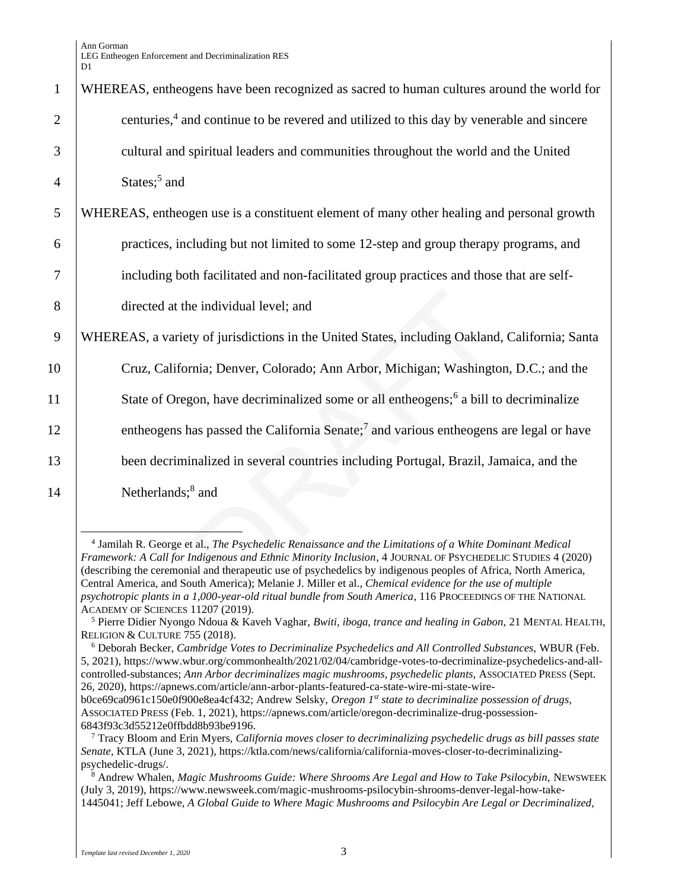WHEREAS, entheogens have been recognized as sacred to human cultures around the world for centuries,[4] and continue to be revered and utilized to this day by venerable and sincere cultural and spiritual leaders and communities throughout the world and the United States;[5] and

WHEREAS, entheogen use is a constituent element of many other healing and personal growth practices, including but not limited to some 12-step and group therapy programs, and including both facilitated and non-facilitated group practices and those that are self-directed at the individual level; and

WHEREAS, a variety of jurisdictions in the United States, including Oakland, California; Santa Cruz, California; Denver, Colorado; Ann Arbor, Michigan; Washington, D.C.; and the State of Oregon, have decriminalized some or all entheogens;[6] a bill to decriminalize entheogens has passed the California Senate;[7] and various entheogens are legal or have been decriminalized in several countries including Portugal, Brazil, Jamaica, and the Netherlands;[8] and

---

[4] Jamilah R. George et al., *The Psychedelic Renaissance and the Limitations of a White Dominant Medical Framework: A Call for Indigenous and Ethnic Minority Inclusion*, 4 JOURNAL OF PSYCHEDELIC STUDIES 4 (2020) (describing the ceremonial and therapeutic use of psychedelics by indigenous peoples of Africa, North America, Central America, and South America); Melanie J. Miller et al., *Chemical evidence for the use of multiple psychotropic plants in a 1,000-year-old ritual bundle from South America*, 116 PROCEEDINGS OF THE NATIONAL ACADEMY OF SCIENCES 11207 (2019).

[5] Pierre Didier Nyongo Ndoua & Kaveh Vaghar, *Bwiti, iboga, trance and healing in Gabon,* 21 MENTAL HEALTH, RELIGION & CULTURE 755 (2018).

[6] Deborah Becker, *Cambridge Votes to Decriminalize Psychedelics and All Controlled Substances,* WBUR (Feb. 5, 2021), https://www.wbur.org/commonhealth/2021/02/04/cambridge-votes-to-decriminalize-psychedelics-and-all-controlled-substances; *Ann Arbor decriminalizes magic mushrooms, psychedelic plants,* ASSOCIATED PRESS (Sept. 26, 2020), https://apnews.com/article/ann-arbor-plants-featured-ca-state-wire-mi-state-wire-b0ce69ca0961c150e0f900e8ea4cf432; Andrew Selsky, *Oregon 1st state to decriminalize possession of drugs,* ASSOCIATED PRESS (Feb. 1, 2021), https://apnews.com/article/oregon-decriminalize-drug-possession-6843f93c3d55212e0ffbdd8b93be9196.

[7] Tracy Bloom and Erin Myers, *California moves closer to decriminalizing psychedelic drugs as bill passes state Senate,* KTLA (June 3, 2021), https://ktla.com/news/california/california-moves-closer-to-decriminalizing-psychedelic-drugs/.

[8] Andrew Whalen, *Magic Mushrooms Guide: Where Shrooms Are Legal and How to Take Psilocybin,* NEWSWEEK (July 3, 2019), https://www.newsweek.com/magic-mushrooms-psilocybin-shrooms-denver-legal-how-take-1445041; Jeff Lebowe, *A Global Guide to Where Magic Mushrooms and Psilocybin Are Legal or Decriminalized,*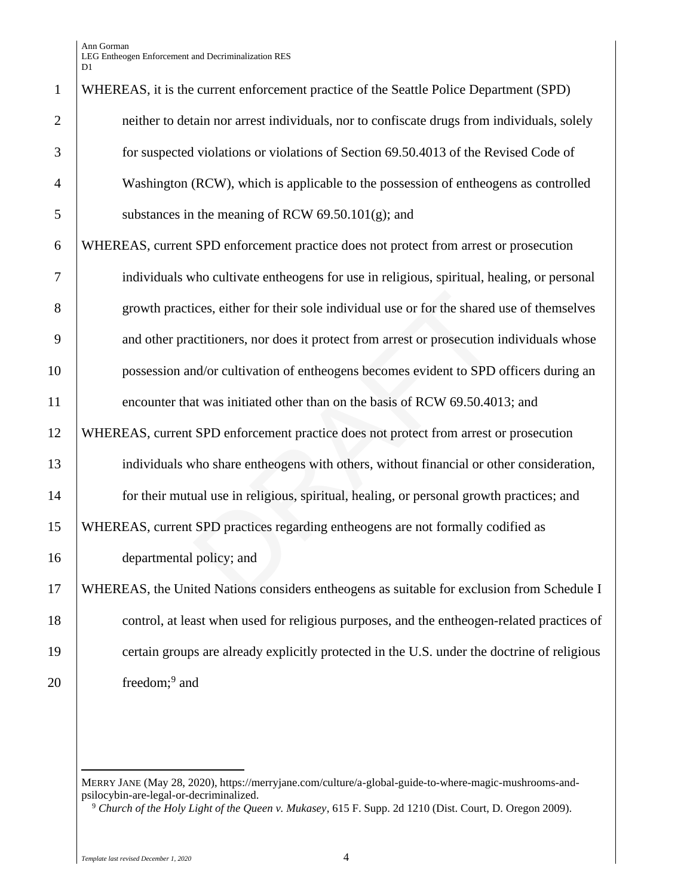WHEREAS, it is the current enforcement practice of the Seattle Police Department (SPD) neither to detain nor arrest individuals, nor to confiscate drugs from individuals, solely for suspected violations or violations of Section 69.50.4013 of the Revised Code of Washington (RCW), which is applicable to the possession of entheogens as controlled substances in the meaning of RCW 69.50.101(g); and

WHEREAS, current SPD enforcement practice does not protect from arrest or prosecution individuals who cultivate entheogens for use in religious, spiritual, healing, or personal growth practices, either for their sole individual use or for the shared use of themselves and other practitioners, nor does it protect from arrest or prosecution individuals whose possession and/or cultivation of entheogens becomes evident to SPD officers during an encounter that was initiated other than on the basis of RCW 69.50.4013; and

WHEREAS, current SPD enforcement practice does not protect from arrest or prosecution individuals who share entheogens with others, without financial or other consideration, for their mutual use in religious, spiritual, healing, or personal growth practices; and

WHEREAS, current SPD practices regarding entheogens are not formally codified as departmental policy; and

WHEREAS, the United Nations considers entheogens as suitable for exclusion from Schedule I control, at least when used for religious purposes, and the entheogen-related practices of certain groups are already explicitly protected in the U.S. under the doctrine of religious freedom;[9] and

---

MERRY JANE (May 28, 2020), https://merryjane.com/culture/a-global-guide-to-where-magic-mushrooms-and-psilocybin-are-legal-or-decriminalized.

[9] *Church of the Holy Light of the Queen v. Mukasey*, 615 F. Supp. 2d 1210 (Dist. Court, D. Oregon 2009).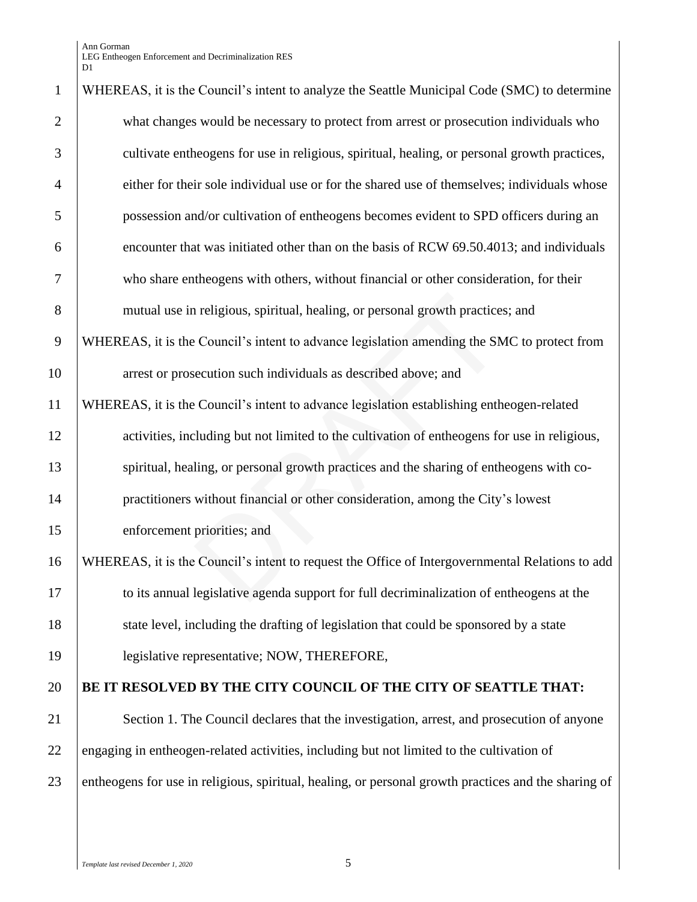WHEREAS, it is the Council's intent to analyze the Seattle Municipal Code (SMC) to determine what changes would be necessary to protect from arrest or prosecution individuals who cultivate entheogens for use in religious, spiritual, healing, or personal growth practices, either for their sole individual use or for the shared use of themselves; individuals whose possession and/or cultivation of entheogens becomes evident to SPD officers during an encounter that was initiated other than on the basis of RCW 69.50.4013; and individuals who share entheogens with others, without financial or other consideration, for their mutual use in religious, spiritual, healing, or personal growth practices; and

WHEREAS, it is the Council's intent to advance legislation amending the SMC to protect from arrest or prosecution such individuals as described above; and

WHEREAS, it is the Council's intent to advance legislation establishing entheogen-related activities, including but not limited to the cultivation of entheogens for use in religious, spiritual, healing, or personal growth practices and the sharing of entheogens with co-practitioners without financial or other consideration, among the City's lowest enforcement priorities; and

WHEREAS, it is the Council's intent to request the Office of Intergovernmental Relations to add to its annual legislative agenda support for full decriminalization of entheogens at the state level, including the drafting of legislation that could be sponsored by a state legislative representative; NOW, THEREFORE,

**BE IT RESOLVED BY THE CITY COUNCIL OF THE CITY OF SEATTLE THAT:**

Section 1. The Council declares that the investigation, arrest, and prosecution of anyone engaging in entheogen-related activities, including but not limited to the cultivation of entheogens for use in religious, spiritual, healing, or personal growth practices and the sharing of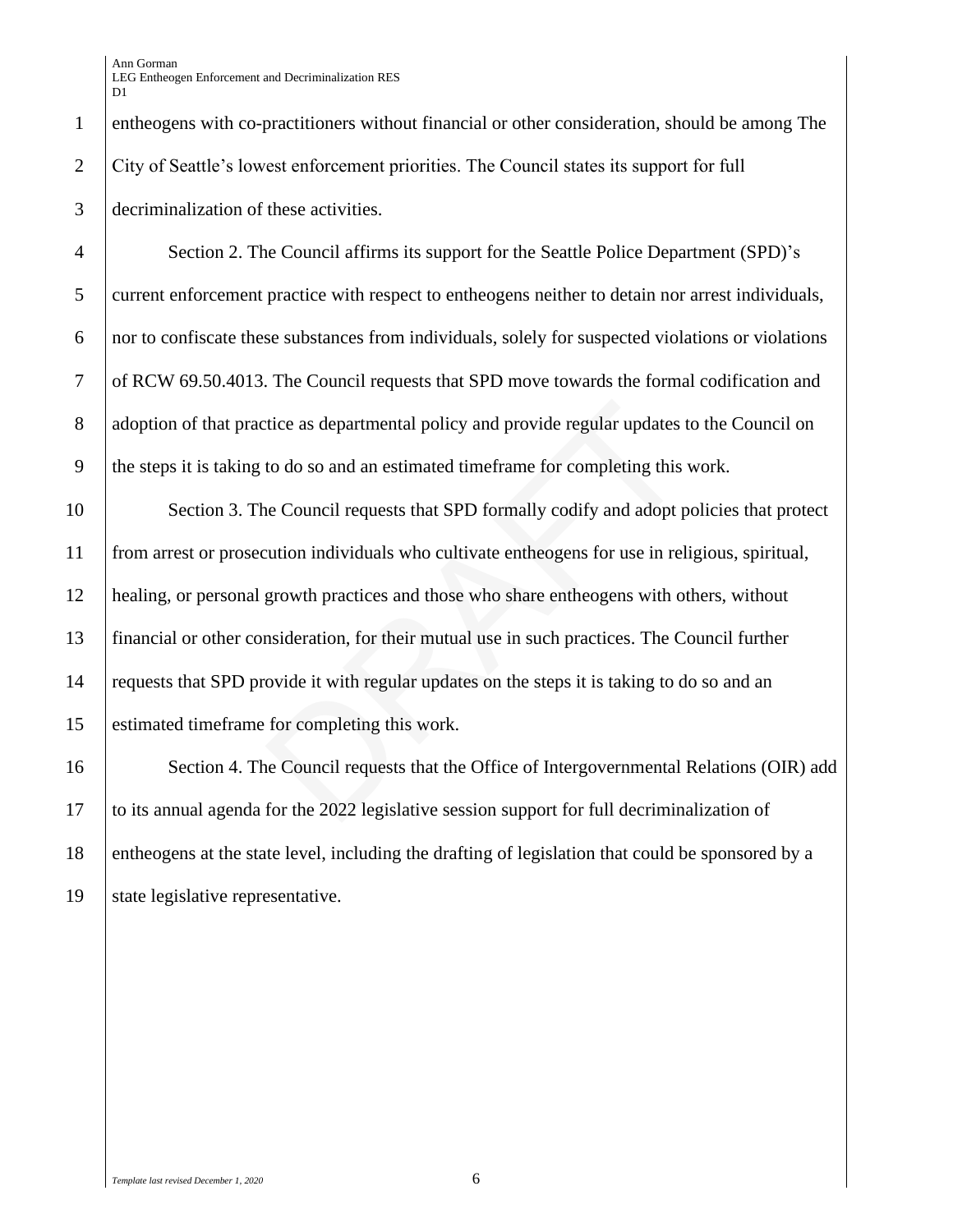entheogens with co-practitioners without financial or other consideration, should be among The City of Seattle's lowest enforcement priorities. The Council states its support for full decriminalization of these activities.

Section 2. The Council affirms its support for the Seattle Police Department (SPD)'s current enforcement practice with respect to entheogens neither to detain nor arrest individuals, nor to confiscate these substances from individuals, solely for suspected violations or violations of RCW 69.50.4013. The Council requests that SPD move towards the formal codification and adoption of that practice as departmental policy and provide regular updates to the Council on the steps it is taking to do so and an estimated timeframe for completing this work.

Section 3. The Council requests that SPD formally codify and adopt policies that protect from arrest or prosecution individuals who cultivate entheogens for use in religious, spiritual, healing, or personal growth practices and those who share entheogens with others, without financial or other consideration, for their mutual use in such practices. The Council further requests that SPD provide it with regular updates on the steps it is taking to do so and an estimated timeframe for completing this work.

Section 4. The Council requests that the Office of Intergovernmental Relations (OIR) add to its annual agenda for the 2022 legislative session support for full decriminalization of entheogens at the state level, including the drafting of legislation that could be sponsored by a state legislative representative.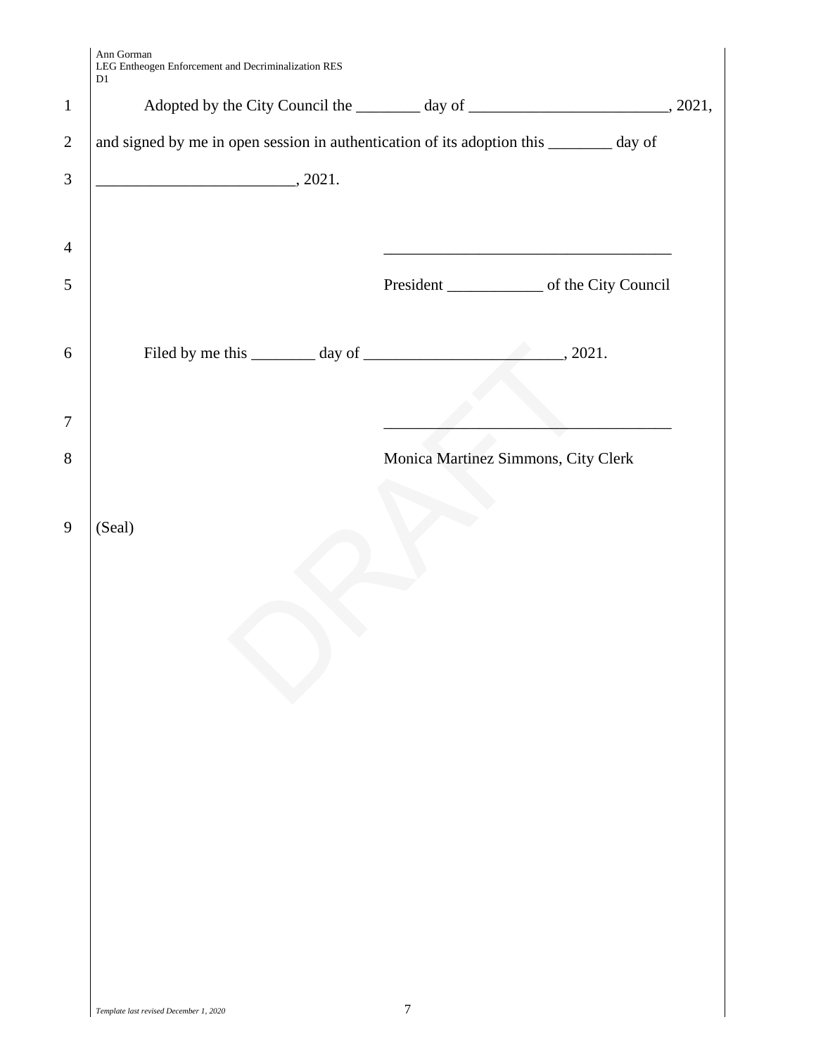Adopted by the City Council the ________ day of _________________________, 2021, and signed by me in open session in authentication of its adoption this ________ day of _________________________, 2021.

____________________________________

President ____________ of the City Council

Filed by me this ________ day of ________________________, 2021.

____________________________________

Monica Martinez Simmons, City Clerk

(Seal)